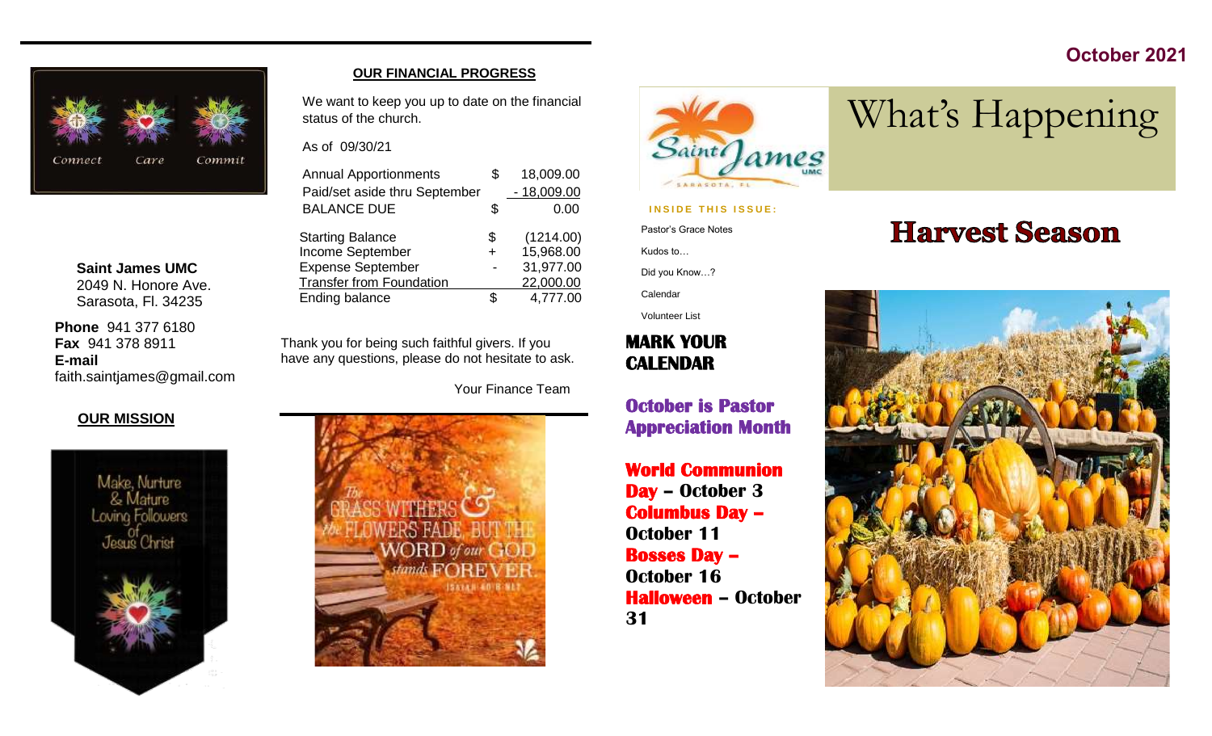Connect Care Commit

**Saint James UMC**
2049 N. Honore Ave.
Sarasota, Fl. 34235

**Phone** 941 377 6180
**Fax** 941 378 8911
**E-mail**
faith.saintjames@gmail.com

**OUR MISSION**

Make, Nurture & Mature Loving Followers of Jesus Christ

## OUR FINANCIAL PROGRESS

We want to keep you up to date on the financial status of the church.

As of 09/30/21

| | | |
|---|---|---|
| Annual Apportionments | $ | 18,009.00 |
| Paid/set aside thru September | | - 18,009.00 |
| BALANCE DUE | $ | 0.00 |

| | | |
|---|---|---|
| Starting Balance | $ | (1214.00) |
| Income September | + | 15,968.00 |
| Expense September | - | 31,977.00 |
| Transfer from Foundation | | 22,000.00 |
| Ending balance | $ | 4,777.00 |

Thank you for being such faithful givers. If you have any questions, please do not hesitate to ask.

Your Finance Team

The GRASS WITHERS & the FLOWERS FADE, BUT THE WORD of our GOD stands FOREVER. ISAIAH 40:8 NLT

**October 2021**

Saint James UMC SARASOTA, FL

# What's Happening

**INSIDE THIS ISSUE:**

- Pastor's Grace Notes
- Kudos to…
- Did you Know…?
- Calendar
- Volunteer List

## MARK YOUR CALENDAR

**October is Pastor Appreciation Month**

**World Communion Day – October 3**
**Columbus Day – October 11**
**Bosses Day – October 16**
**Halloween – October 31**

# Harvest Season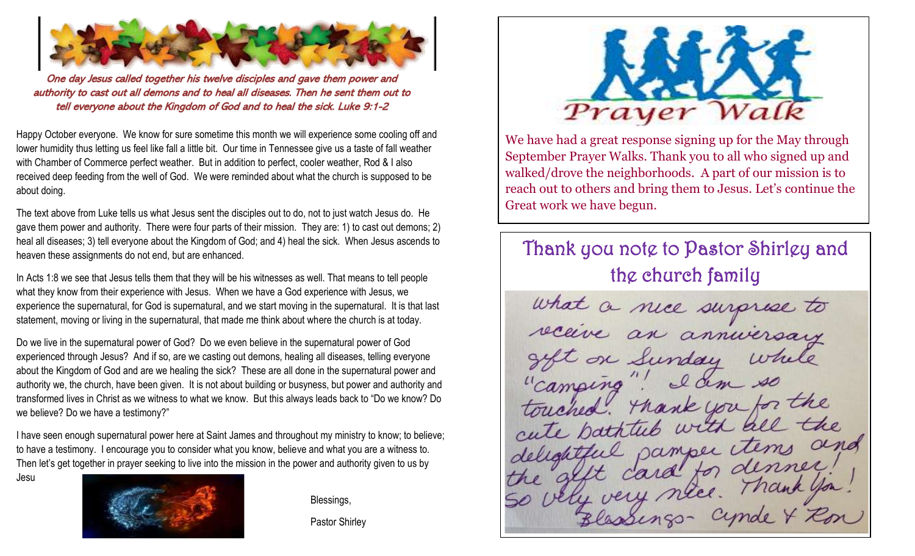*One day Jesus called together his twelve disciples and gave them power and authority to cast out all demons and to heal all diseases. Then he sent them out to tell everyone about the Kingdom of God and to heal the sick. Luke 9:1-2*

Happy October everyone. We know for sure sometime this month we will experience some cooling off and lower humidity thus letting us feel like fall a little bit. Our time in Tennessee give us a taste of fall weather with Chamber of Commerce perfect weather. But in addition to perfect, cooler weather, Rod & I also received deep feeding from the well of God. We were reminded about what the church is supposed to be about doing.

The text above from Luke tells us what Jesus sent the disciples out to do, not to just watch Jesus do. He gave them power and authority. There were four parts of their mission. They are: 1) to cast out demons; 2) heal all diseases; 3) tell everyone about the Kingdom of God; and 4) heal the sick. When Jesus ascends to heaven these assignments do not end, but are enhanced.

In Acts 1:8 we see that Jesus tells them that they will be his witnesses as well. That means to tell people what they know from their experience with Jesus. When we have a God experience with Jesus, we experience the supernatural, for God is supernatural, and we start moving in the supernatural. It is that last statement, moving or living in the supernatural, that made me think about where the church is at today.

Do we live in the supernatural power of God? Do we even believe in the supernatural power of God experienced through Jesus? And if so, are we casting out demons, healing all diseases, telling everyone about the Kingdom of God and are we healing the sick? These are all done in the supernatural power and authority we, the church, have been given. It is not about building or busyness, but power and authority and transformed lives in Christ as we witness to what we know. But this always leads back to "Do we know? Do we believe? Do we have a testimony?"

I have seen enough supernatural power here at Saint James and throughout my ministry to know; to believe; to have a testimony. I encourage you to consider what you know, believe and what you are a witness to. Then let's get together in prayer seeking to live into the mission in the power and authority given to us by Jesu

Blessings,

Pastor Shirley

## Prayer Walk

We have had a great response signing up for the May through September Prayer Walks. Thank you to all who signed up and walked/drove the neighborhoods. A part of our mission is to reach out to others and bring them to Jesus. Let's continue the Great work we have begun.

## Thank you note to Pastor Shirley and the church family

What a nice surprise to receive an anniversary gift on Sunday while "camping"! I am so touched. Thank you for the cute bathtub with all the delightful pamper items and the gift card for dinner! So very very nice. Thank you!

Blessings- Cynde & Ron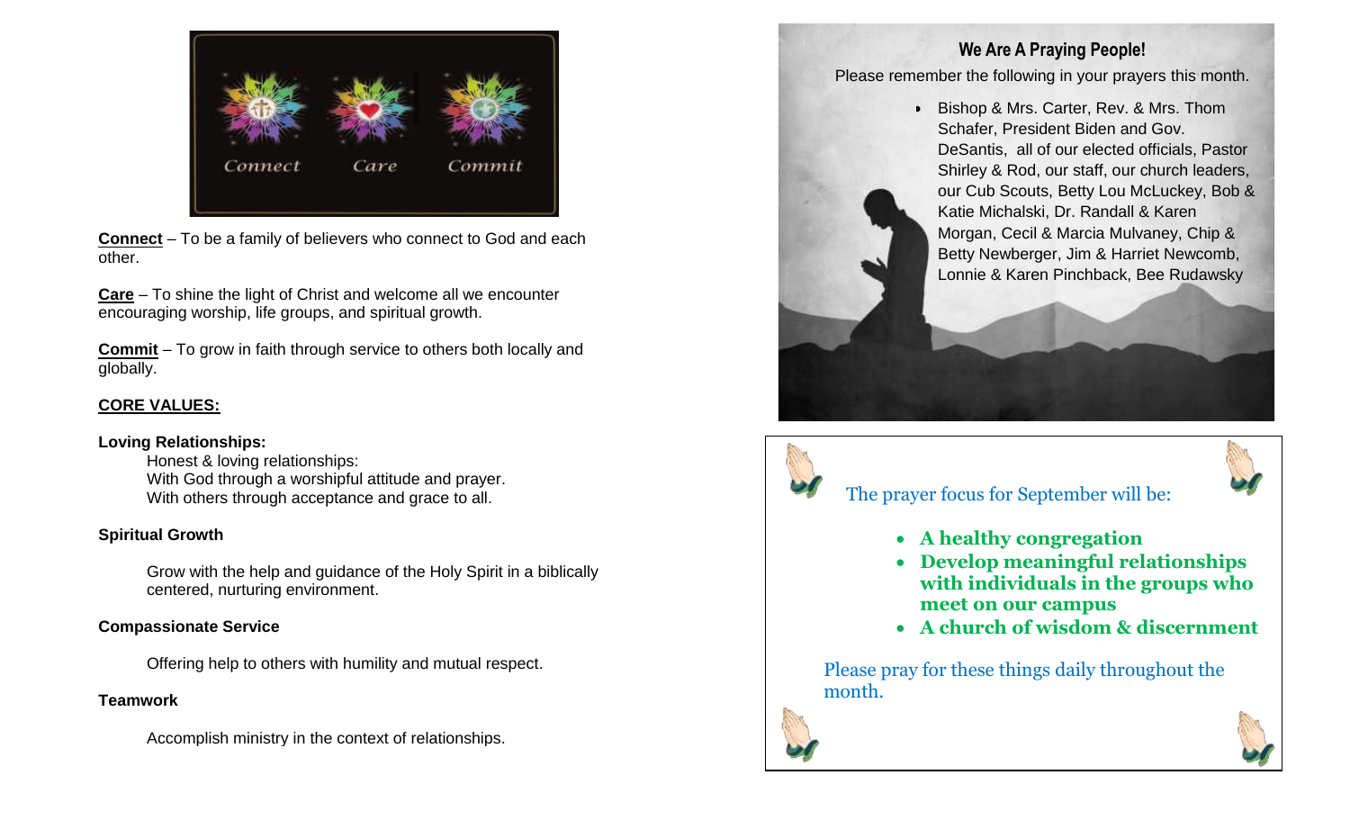Connect Care Commit

**Connect** – To be a family of believers who connect to God and each other.

**Care** – To shine the light of Christ and welcome all we encounter encouraging worship, life groups, and spiritual growth.

**Commit** – To grow in faith through service to others both locally and globally.

**CORE VALUES:**

**Loving Relationships:**

Honest & loving relationships:
With God through a worshipful attitude and prayer.
With others through acceptance and grace to all.

**Spiritual Growth**

Grow with the help and guidance of the Holy Spirit in a biblically centered, nurturing environment.

**Compassionate Service**

Offering help to others with humility and mutual respect.

**Teamwork**

Accomplish ministry in the context of relationships.

## We Are A Praying People!

Please remember the following in your prayers this month.

- Bishop & Mrs. Carter, Rev. & Mrs. Thom Schafer, President Biden and Gov. DeSantis, all of our elected officials, Pastor Shirley & Rod, our staff, our church leaders, our Cub Scouts, Betty Lou McLuckey, Bob & Katie Michalski, Dr. Randall & Karen Morgan, Cecil & Marcia Mulvaney, Chip & Betty Newberger, Jim & Harriet Newcomb, Lonnie & Karen Pinchback, Bee Rudawsky

The prayer focus for September will be:

- **A healthy congregation**
- **Develop meaningful relationships with individuals in the groups who meet on our campus**
- **A church of wisdom & discernment**

Please pray for these things daily throughout the month.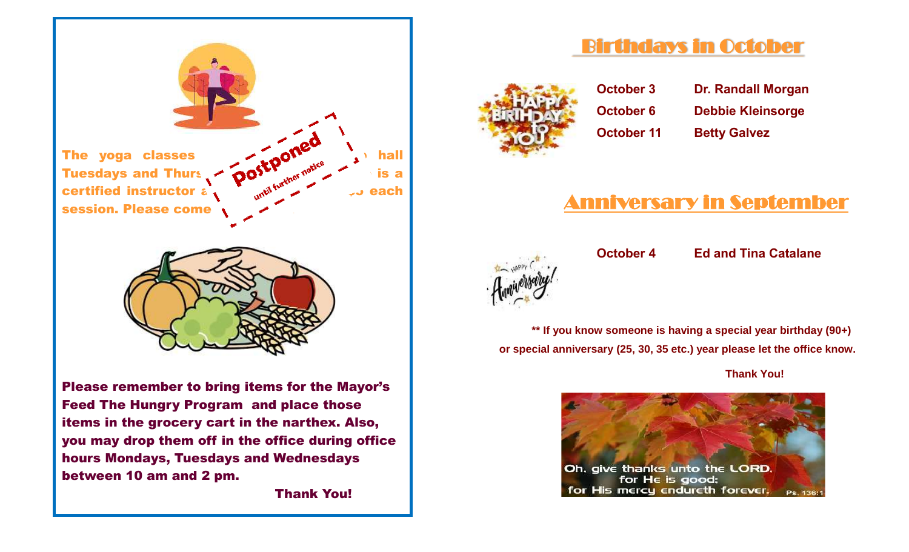The yoga classes ... hall Tuesdays and Thurs... is a certified instructor a... each session. Please come ...

Postponed until further notice

Please remember to bring items for the Mayor's Feed The Hungry Program and place those items in the grocery cart in the narthex. Also, you may drop them off in the office during office hours Mondays, Tuesdays and Wednesdays between 10 am and 2 pm.

**Thank You!**

## Birthdays in October

| | |
|---|---|
| October 3 | Dr. Randall Morgan |
| October 6 | Debbie Kleinsorge |
| October 11 | Betty Galvez |

## Anniversary in September

| | |
|---|---|
| October 4 | Ed and Tina Catalane |

** If you know someone is having a special year birthday (90+) or special anniversary (25, 30, 35 etc.) year please let the office know.

**Thank You!**

Oh, give thanks unto the LORD, for He is good: for His mercy endureth forever. Ps. 136:1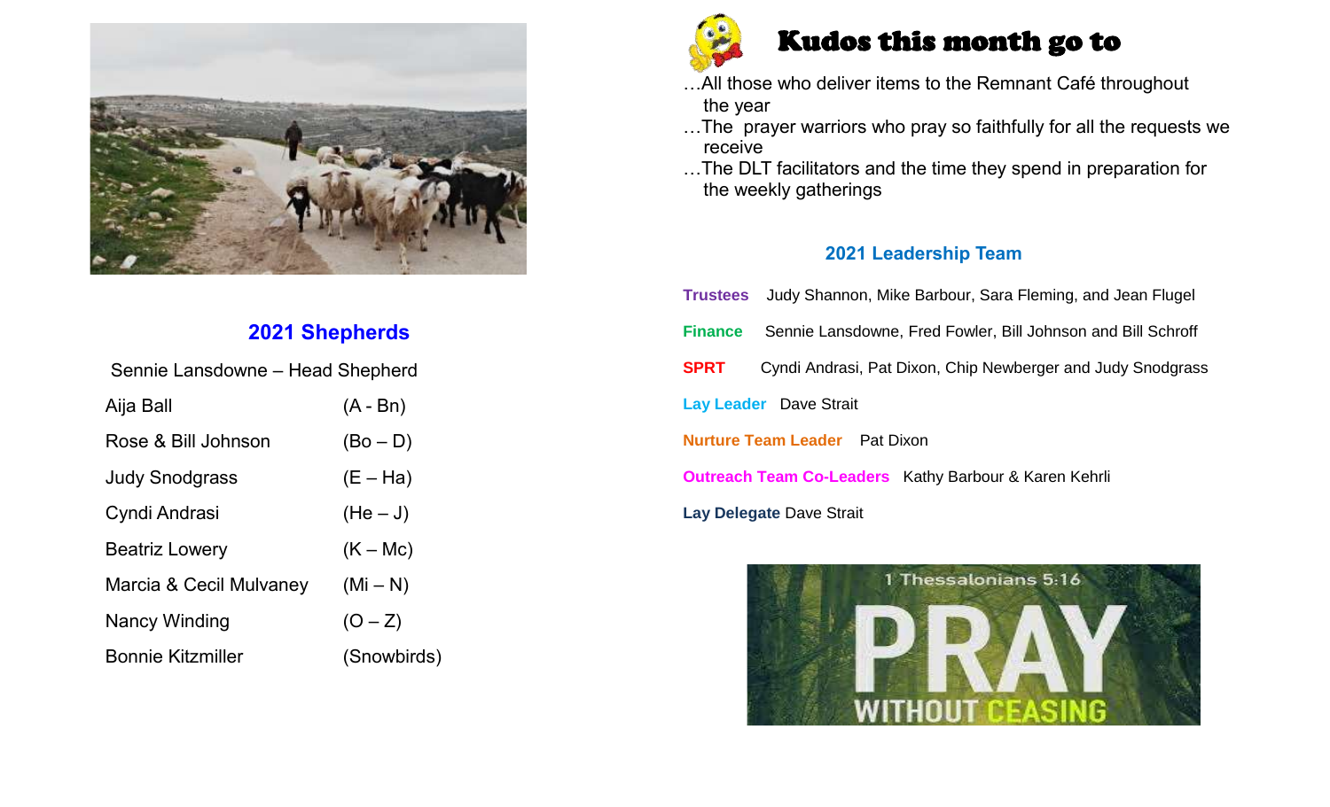## 2021 Shepherds

Sennie Lansdowne – Head Shepherd

| | |
|---|---|
| Aija Ball | (A - Bn) |
| Rose & Bill Johnson | (Bo – D) |
| Judy Snodgrass | (E – Ha) |
| Cyndi Andrasi | (He – J) |
| Beatriz Lowery | (K – Mc) |
| Marcia & Cecil Mulvaney | (Mi – N) |
| Nancy Winding | (O – Z) |
| Bonnie Kitzmiller | (Snowbirds) |

## Kudos this month go to

…All those who deliver items to the Remnant Café throughout the year

…The prayer warriors who pray so faithfully for all the requests we receive

…The DLT facilitators and the time they spend in preparation for the weekly gatherings

### 2021 Leadership Team

**Trustees** Judy Shannon, Mike Barbour, Sara Fleming, and Jean Flugel

**Finance** Sennie Lansdowne, Fred Fowler, Bill Johnson and Bill Schroff

**SPRT** Cyndi Andrasi, Pat Dixon, Chip Newberger and Judy Snodgrass

**Lay Leader** Dave Strait

**Nurture Team Leader** Pat Dixon

**Outreach Team Co-Leaders** Kathy Barbour & Karen Kehrli

**Lay Delegate** Dave Strait

1 Thessalonians 5:16

PRAY WITHOUT CEASING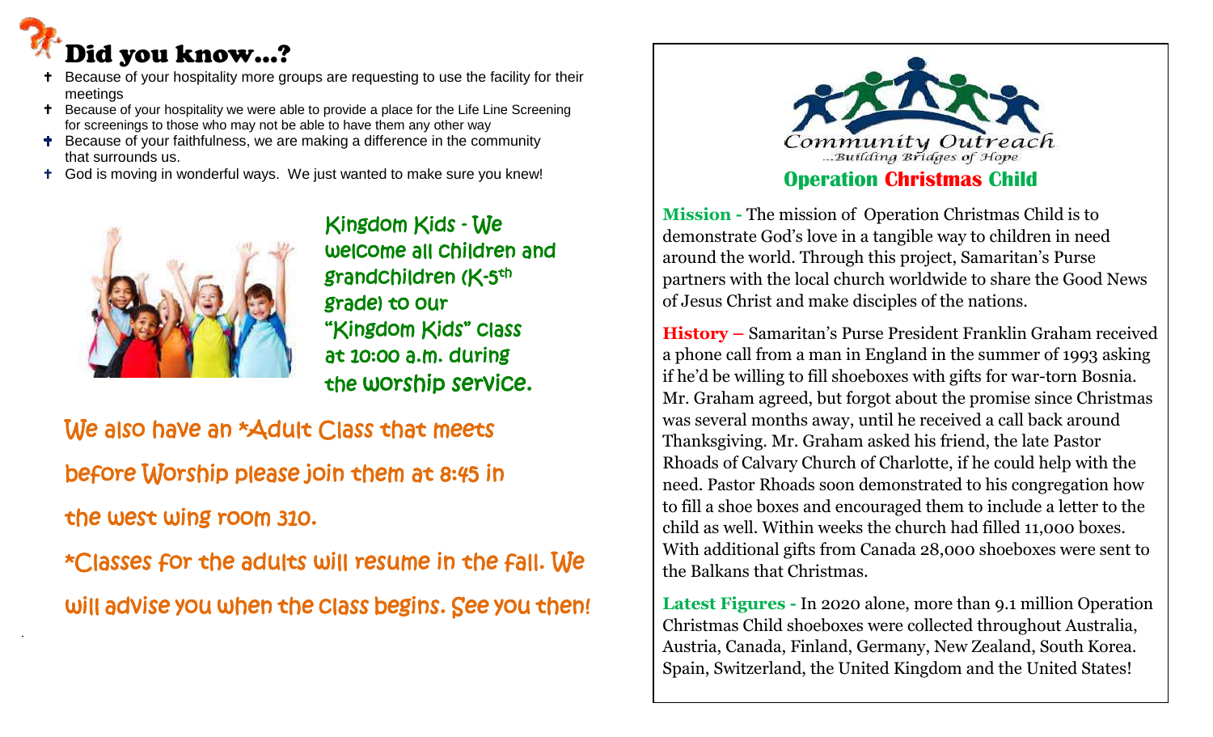# Did you know…?

- Because of your hospitality more groups are requesting to use the facility for their meetings
- Because of your hospitality we were able to provide a place for the Life Line Screening for screenings to those who may not be able to have them any other way
- Because of your faithfulness, we are making a difference in the community that surrounds us.
- God is moving in wonderful ways. We just wanted to make sure you knew!

Kingdom Kids - We welcome all children and grandchildren (K-5th grade) to our "Kingdom Kids" class at 10:00 a.m. during the worship service.

We also have an *Adult Class that meets before Worship please join them at 8:45 in the west wing room 310.

*Classes for the adults will resume in the fall. We will advise you when the class begins. See you then!

Community Outreach
...Building Bridges of Hope

## Operation Christmas Child

**Mission -** The mission of Operation Christmas Child is to demonstrate God's love in a tangible way to children in need around the world. Through this project, Samaritan's Purse partners with the local church worldwide to share the Good News of Jesus Christ and make disciples of the nations.

**History –** Samaritan's Purse President Franklin Graham received a phone call from a man in England in the summer of 1993 asking if he'd be willing to fill shoeboxes with gifts for war-torn Bosnia. Mr. Graham agreed, but forgot about the promise since Christmas was several months away, until he received a call back around Thanksgiving. Mr. Graham asked his friend, the late Pastor Rhoads of Calvary Church of Charlotte, if he could help with the need. Pastor Rhoads soon demonstrated to his congregation how to fill a shoe boxes and encouraged them to include a letter to the child as well. Within weeks the church had filled 11,000 boxes. With additional gifts from Canada 28,000 shoeboxes were sent to the Balkans that Christmas.

**Latest Figures -** In 2020 alone, more than 9.1 million Operation Christmas Child shoeboxes were collected throughout Australia, Austria, Canada, Finland, Germany, New Zealand, South Korea. Spain, Switzerland, the United Kingdom and the United States!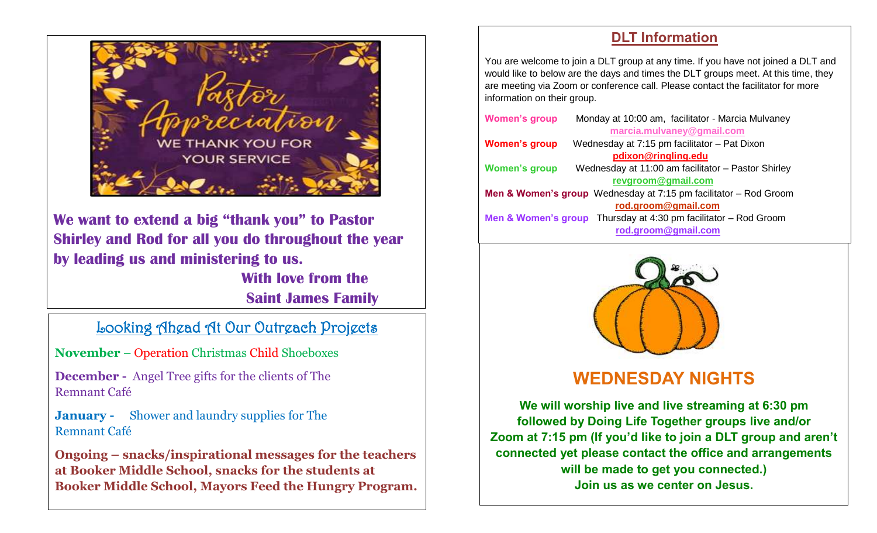Pastor Appreciation

WE THANK YOU FOR YOUR SERVICE

**We want to extend a big "thank you" to Pastor Shirley and Rod for all you do throughout the year by leading us and ministering to us.**

**With love from the Saint James Family**

## Looking Ahead At Our Outreach Projects

**November** – Operation Christmas Child Shoeboxes

**December -** Angel Tree gifts for the clients of The Remnant Café

**January -** Shower and laundry supplies for The Remnant Café

**Ongoing – snacks/inspirational messages for the teachers at Booker Middle School, snacks for the students at Booker Middle School, Mayors Feed the Hungry Program.**

## DLT Information

You are welcome to join a DLT group at any time. If you have not joined a DLT and would like to below are the days and times the DLT groups meet. At this time, they are meeting via Zoom or conference call. Please contact the facilitator for more information on their group.

**Women's group** Monday at 10:00 am, facilitator - Marcia Mulvaney
marcia.mulvaney@gmail.com

**Women's group** Wednesday at 7:15 pm facilitator – Pat Dixon
pdixon@ringling.edu

**Women's group** Wednesday at 11:00 am facilitator – Pastor Shirley
revgroom@gmail.com

**Men & Women's group** Wednesday at 7:15 pm facilitator – Rod Groom
rod.groom@gmail.com

**Men & Women's group** Thursday at 4:30 pm facilitator – Rod Groom
rod.groom@gmail.com

## WEDNESDAY NIGHTS

**We will worship live and live streaming at 6:30 pm followed by Doing Life Together groups live and/or Zoom at 7:15 pm (If you'd like to join a DLT group and aren't connected yet please contact the office and arrangements will be made to get you connected.)**
**Join us as we center on Jesus.**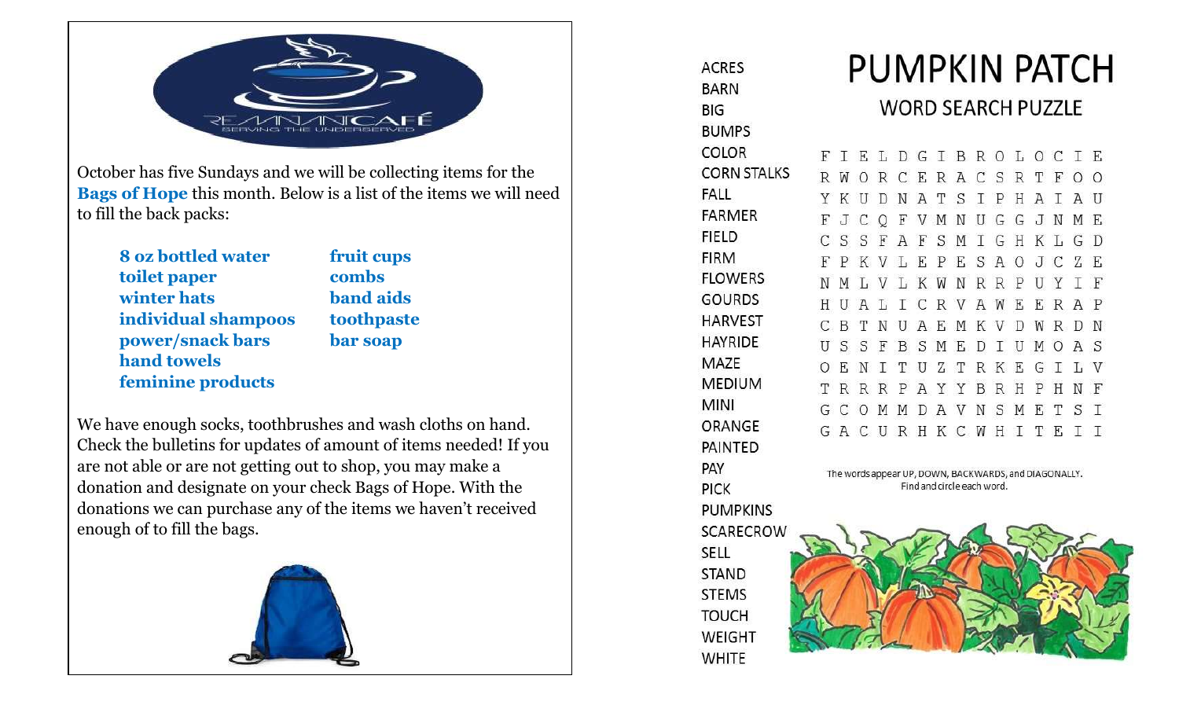October has five Sundays and we will be collecting items for the **Bags of Hope** this month. Below is a list of the items we will need to fill the back packs:

- **8 oz bottled water**
- **toilet paper**
- **winter hats**
- **individual shampoos**
- **power/snack bars**
- **hand towels**
- **feminine products**
- **fruit cups**
- **combs**
- **band aids**
- **toothpaste**
- **bar soap**

We have enough socks, toothbrushes and wash cloths on hand. Check the bulletins for updates of amount of items needed! If you are not able or are not getting out to shop, you may make a donation and designate on your check Bags of Hope. With the donations we can purchase any of the items we haven't received enough of to fill the bags.

# PUMPKIN PATCH

## WORD SEARCH PUZZLE

```
F I E L D G I B R O L O C I E
R W O R C E R A C S R T F O O
Y K U D N A T S I P H A I A U
F J C Q F V M N U G G J N M E
C S S F A F S M I G H K L G D
F P K V L E P E S A O J C Z E
N M L V L K W N R R P U Y I F
H U A L I C R V A W E E R A P
C B T N U A E M K V D W R D N
U S S F B S M E D I U M O A S
O E N I T U Z T R K E G I L V
T R R R P A Y Y B R H P H N F
G C O M M D A V N S M E T S I
G A C U R H K C W H I T E I I
```

The words appear UP, DOWN, BACKWARDS, and DIAGONALLY. Find and circle each word.

ACRES
BARN
BIG
BUMPS
COLOR
CORN STALKS
FALL
FARMER
FIELD
FIRM
FLOWERS
GOURDS
HARVEST
HAYRIDE
MAZE
MEDIUM
MINI
ORANGE
PAINTED
PAY
PICK
PUMPKINS
SCARECROW
SELL
STAND
STEMS
TOUCH
WEIGHT
WHITE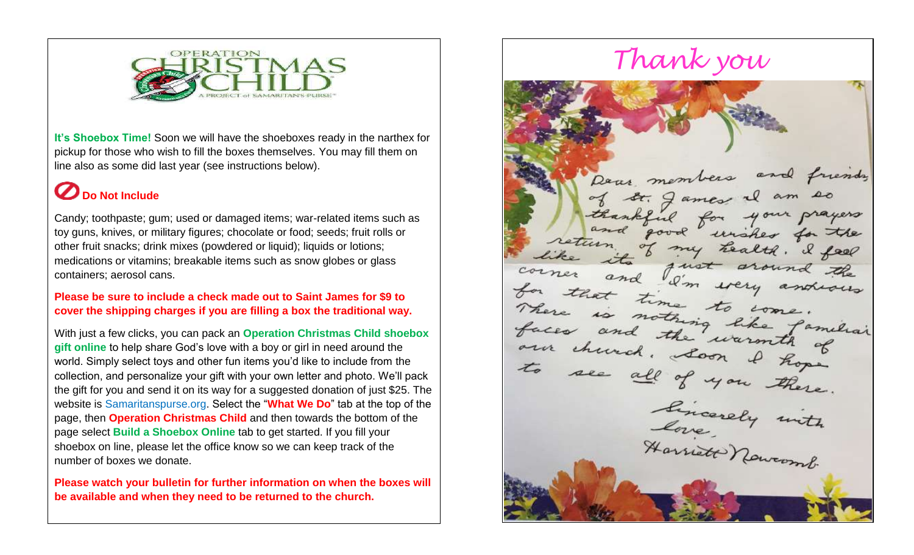OPERATION CHRISTMAS CHILD

A PROJECT of SAMARITAN'S PURSE

**It's Shoebox Time!** Soon we will have the shoeboxes ready in the narthex for pickup for those who wish to fill the boxes themselves. You may fill them on line also as some did last year (see instructions below).

### Do Not Include

Candy; toothpaste; gum; used or damaged items; war-related items such as toy guns, knives, or military figures; chocolate or food; seeds; fruit rolls or other fruit snacks; drink mixes (powdered or liquid); liquids or lotions; medications or vitamins; breakable items such as snow globes or glass containers; aerosol cans.

**Please be sure to include a check made out to Saint James for $9 to cover the shipping charges if you are filling a box the traditional way.**

With just a few clicks, you can pack an **Operation Christmas Child shoebox gift online** to help share God's love with a boy or girl in need around the world. Simply select toys and other fun items you'd like to include from the collection, and personalize your gift with your own letter and photo. We'll pack the gift for you and send it on its way for a suggested donation of just $25. The website is Samaritanspurse.org. Select the "**What We Do**" tab at the top of the page, then **Operation Christmas Child** and then towards the bottom of the page select **Build a Shoebox Online** tab to get started. If you fill your shoebox on line, please let the office know so we can keep track of the number of boxes we donate.

**Please watch your bulletin for further information on when the boxes will be available and when they need to be returned to the church.**

# *Thank you*

Dear members and friends of St. James I am so thankful for your prayers and good wishes for the return of my health. I feel like its just around the corner and I'm very anxious for that time to come. There is nothing like familiar faces and the warmth of our church. Soon I hope to see all of you there.

Sincerely with love,
Harriett Newcomb.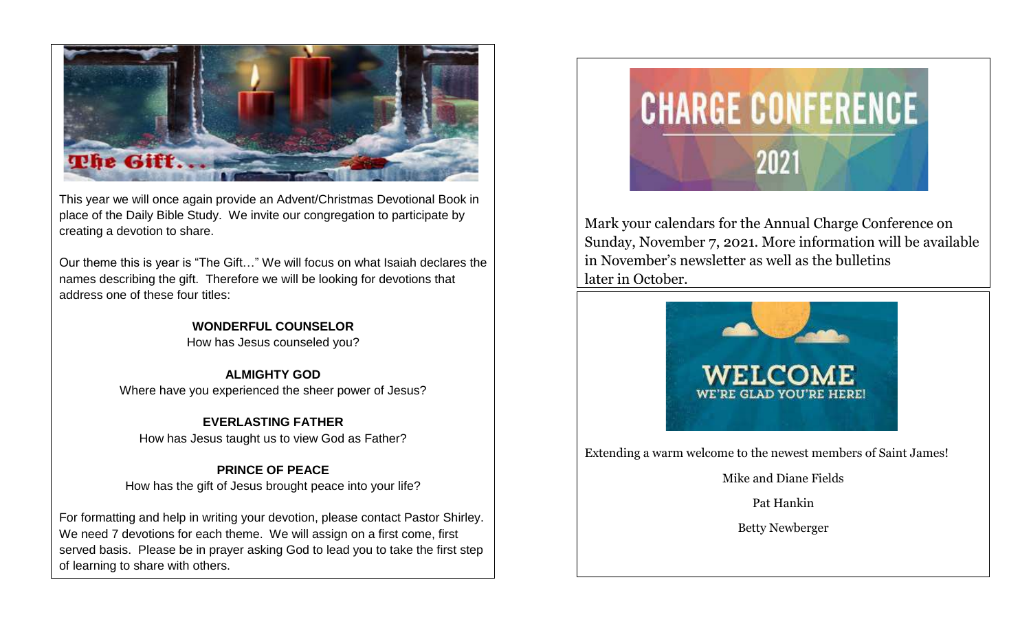## The Gift...

This year we will once again provide an Advent/Christmas Devotional Book in place of the Daily Bible Study. We invite our congregation to participate by creating a devotion to share.

Our theme this is year is "The Gift…" We will focus on what Isaiah declares the names describing the gift. Therefore we will be looking for devotions that address one of these four titles:

**WONDERFUL COUNSELOR**
How has Jesus counseled you?

**ALMIGHTY GOD**
Where have you experienced the sheer power of Jesus?

**EVERLASTING FATHER**
How has Jesus taught us to view God as Father?

**PRINCE OF PEACE**
How has the gift of Jesus brought peace into your life?

For formatting and help in writing your devotion, please contact Pastor Shirley. We need 7 devotions for each theme. We will assign on a first come, first served basis. Please be in prayer asking God to lead you to take the first step of learning to share with others.

## CHARGE CONFERENCE 2021

Mark your calendars for the Annual Charge Conference on Sunday, November 7, 2021. More information will be available in November's newsletter as well as the bulletins later in October.

## WELCOME
### WE'RE GLAD YOU'RE HERE!

Extending a warm welcome to the newest members of Saint James!

Mike and Diane Fields

Pat Hankin

Betty Newberger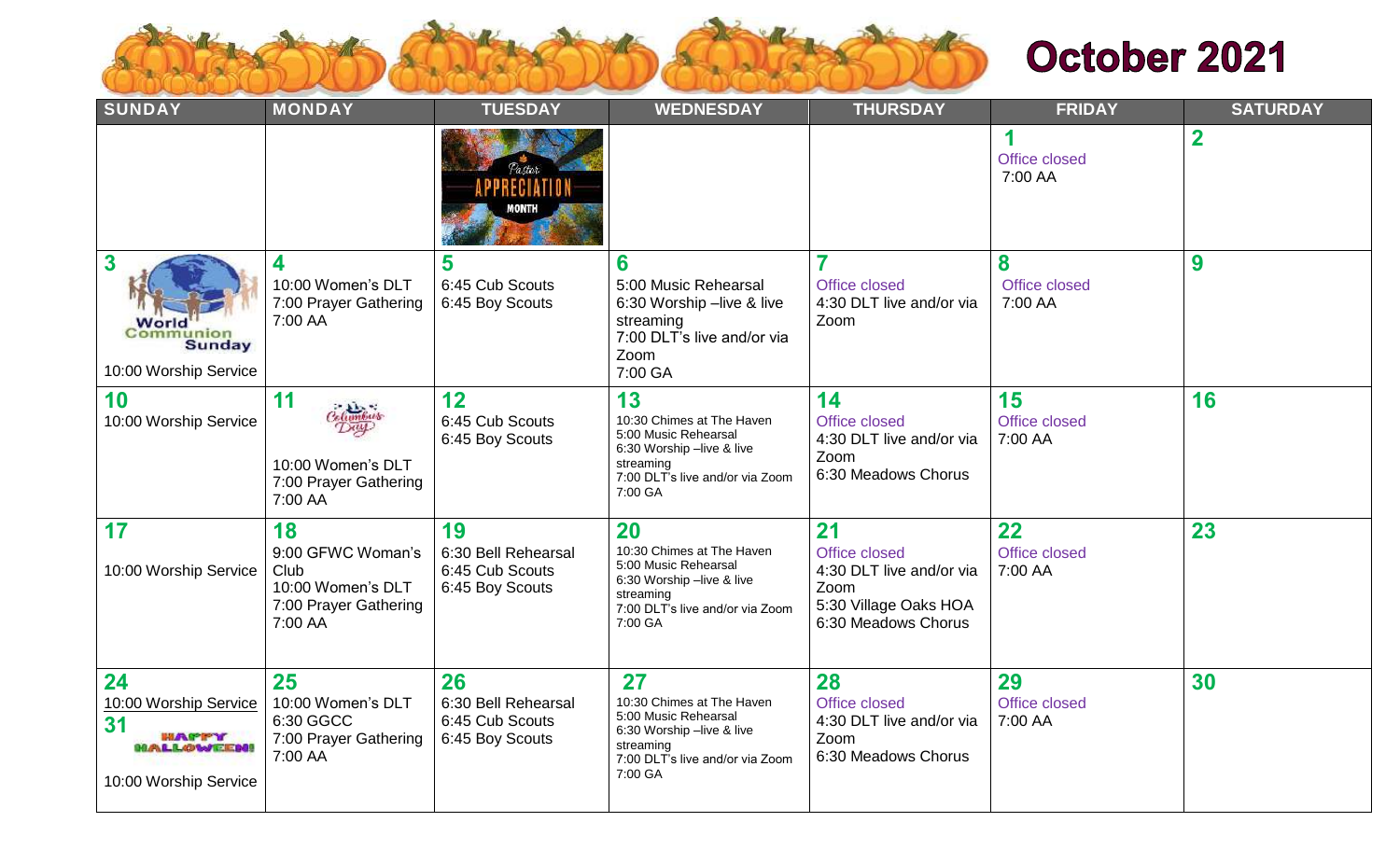# October 2021

| SUNDAY | MONDAY | TUESDAY | WEDNESDAY | THURSDAY | FRIDAY | SATURDAY |
|---|---|---|---|---|---|---|
| | | Pastor APPRECIATION MONTH | | | **1** Office closed 7:00 AA | **2** |
| **3** World Communion Sunday 10:00 Worship Service | **4** 10:00 Women's DLT 7:00 Prayer Gathering 7:00 AA | **5** 6:45 Cub Scouts 6:45 Boy Scouts | **6** 5:00 Music Rehearsal 6:30 Worship –live & live streaming 7:00 DLT's live and/or via Zoom 7:00 GA | **7** Office closed 4:30 DLT live and/or via Zoom | **8** Office closed 7:00 AA | **9** |
| **10** 10:00 Worship Service | **11** Columbus Day 10:00 Women's DLT 7:00 Prayer Gathering 7:00 AA | **12** 6:45 Cub Scouts 6:45 Boy Scouts | **13** 10:30 Chimes at The Haven 5:00 Music Rehearsal 6:30 Worship –live & live streaming 7:00 DLT's live and/or via Zoom 7:00 GA | **14** Office closed 4:30 DLT live and/or via Zoom 6:30 Meadows Chorus | **15** Office closed 7:00 AA | **16** |
| **17** 10:00 Worship Service | **18** 9:00 GFWC Woman's Club 10:00 Women's DLT 7:00 Prayer Gathering 7:00 AA | **19** 6:30 Bell Rehearsal 6:45 Cub Scouts 6:45 Boy Scouts | **20** 10:30 Chimes at The Haven 5:00 Music Rehearsal 6:30 Worship –live & live streaming 7:00 DLT's live and/or via Zoom 7:00 GA | **21** Office closed 4:30 DLT live and/or via Zoom 5:30 Village Oaks HOA 6:30 Meadows Chorus | **22** Office closed 7:00 AA | **23** |
| **24** 10:00 Worship Service **31** HAPPY HALLOWEEN! 10:00 Worship Service | **25** 10:00 Women's DLT 6:30 GGCC 7:00 Prayer Gathering 7:00 AA | **26** 6:30 Bell Rehearsal 6:45 Cub Scouts 6:45 Boy Scouts | **27** 10:30 Chimes at The Haven 5:00 Music Rehearsal 6:30 Worship –live & live streaming 7:00 DLT's live and/or via Zoom 7:00 GA | **28** Office closed 4:30 DLT live and/or via Zoom 6:30 Meadows Chorus | **29** Office closed 7:00 AA | **30** |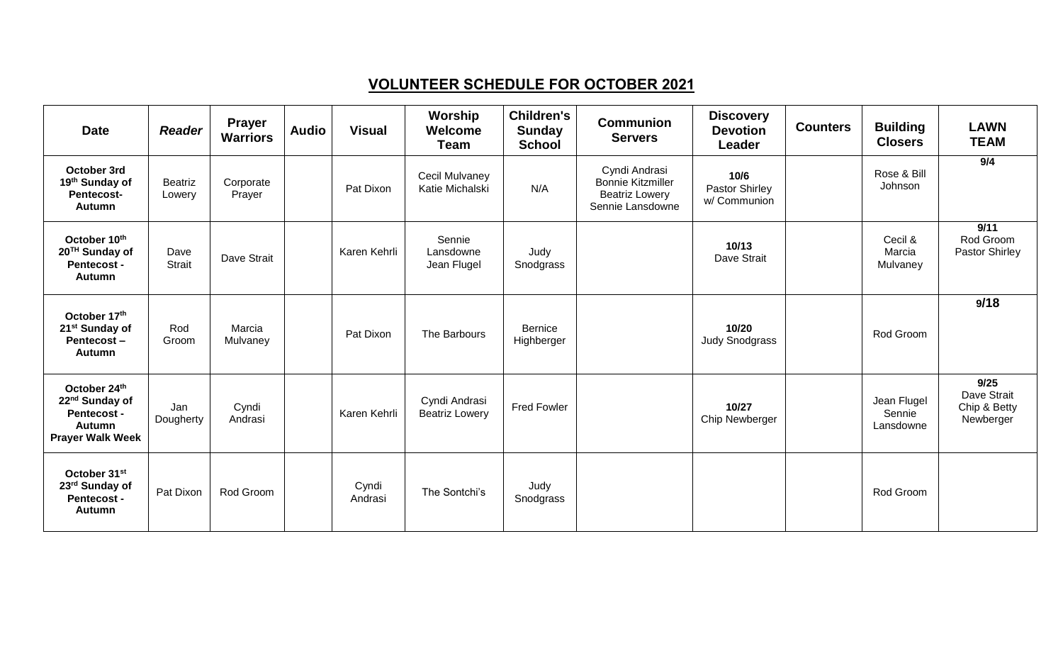## VOLUNTEER SCHEDULE FOR OCTOBER 2021

| Date | *Reader* | Prayer Warriors | Audio | Visual | Worship Welcome Team | Children's Sunday School | Communion Servers | Discovery Devotion Leader | Counters | Building Closers | LAWN TEAM |
|---|---|---|---|---|---|---|---|---|---|---|---|
| **October 3rd 19th Sunday of Pentecost-Autumn** | Beatriz Lowery | Corporate Prayer | | Pat Dixon | Cecil Mulvaney Katie Michalski | N/A | Cyndi Andrasi Bonnie Kitzmiller Beatriz Lowery Sennie Lansdowne | **10/6** Pastor Shirley w/ Communion | | Rose & Bill Johnson | **9/4** |
| **October 10th 20TH Sunday of Pentecost - Autumn** | Dave Strait | Dave Strait | | Karen Kehrli | Sennie Lansdowne Jean Flugel | Judy Snodgrass | | **10/13** Dave Strait | | Cecil & Marcia Mulvaney | **9/11** Rod Groom Pastor Shirley |
| **October 17th 21st Sunday of Pentecost – Autumn** | Rod Groom | Marcia Mulvaney | | Pat Dixon | The Barbours | Bernice Highberger | | **10/20** Judy Snodgrass | | Rod Groom | **9/18** |
| **October 24th 22nd Sunday of Pentecost - Autumn Prayer Walk Week** | Jan Dougherty | Cyndi Andrasi | | Karen Kehrli | Cyndi Andrasi Beatriz Lowery | Fred Fowler | | **10/27** Chip Newberger | | Jean Flugel Sennie Lansdowne | **9/25** Dave Strait Chip & Betty Newberger |
| **October 31st 23rd Sunday of Pentecost - Autumn** | Pat Dixon | Rod Groom | | Cyndi Andrasi | The Sontchi's | Judy Snodgrass | | | | Rod Groom | |